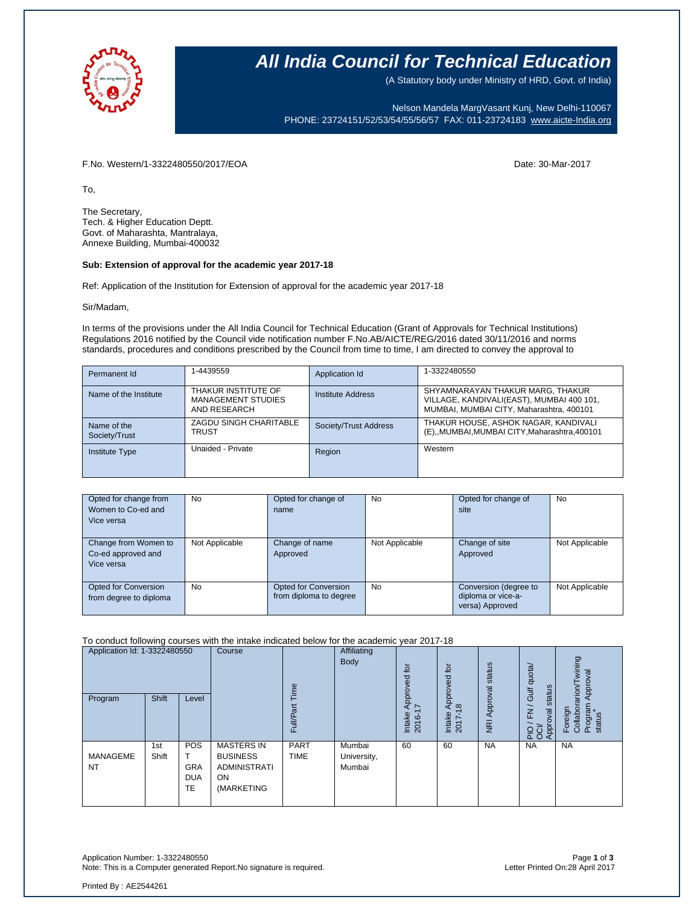# All India Council for Technical Education

(A Statutory body under Ministry of HRD, Govt. of India)

Nelson Mandela MargVasant Kunj, New Delhi-110067
PHONE: 23724151/52/53/54/55/56/57 FAX: 011-23724183 www.aicte-India.org

F.No. Western/1-3322480550/2017/EOA

Date: 30-Mar-2017

To,

The Secretary,
Tech. & Higher Education Deptt.
Govt. of Maharashta, Mantralaya,
Annexe Building, Mumbai-400032

**Sub: Extension of approval for the academic year 2017-18**

Ref: Application of the Institution for Extension of approval for the academic year 2017-18

Sir/Madam,

In terms of the provisions under the All India Council for Technical Education (Grant of Approvals for Technical Institutions) Regulations 2016 notified by the Council vide notification number F.No.AB/AICTE/REG/2016 dated 30/11/2016 and norms standards, procedures and conditions prescribed by the Council from time to time, I am directed to convey the approval to

| Permanent Id | 1-4439559 | Application Id | 1-3322480550 |
|---|---|---|---|
| Name of the Institute | THAKUR INSTITUTE OF MANAGEMENT STUDIES AND RESEARCH | Institute Address | SHYAMNARAYAN THAKUR MARG, THAKUR VILLAGE, KANDIVALI(EAST), MUMBAI 400 101, MUMBAI, MUMBAI CITY, Maharashtra, 400101 |
| Name of the Society/Trust | ZAGDU SINGH CHARITABLE TRUST | Society/Trust Address | THAKUR HOUSE, ASHOK NAGAR, KANDIVALI (E),,MUMBAI,MUMBAI CITY,Maharashtra,400101 |
| Institute Type | Unaided - Private | Region | Western |

| Opted for change from Women to Co-ed and Vice versa | No | Opted for change of name | No | Opted for change of site | No |
|---|---|---|---|---|---|
| Change from Women to Co-ed approved and Vice versa | Not Applicable | Change of name Approved | Not Applicable | Change of site Approved | Not Applicable |
| Opted for Conversion from degree to diploma | No | Opted for Conversion from diploma to degree | No | Conversion (degree to diploma or vice-a-versa) Approved | Not Applicable |

To conduct following courses with the intake indicated below for the academic year 2017-18

| Application Id: 1-3322480550 | | | Course | Full/Part Time | Affiliating Body | Intake Approved for 2016-17 | Intake Approved for 2017-18 | NRI Approval status | PIO / FN / Gulf quota/ OCI/ Approval status | Foreign Collaborarion/Twining Program Approval status* |
|---|---|---|---|---|---|---|---|---|---|---|
| Program | Shift | Level | | | | | | | | |
| MANAGEMENT | 1st Shift | POST GRADUATE | MASTERS IN BUSINESS ADMINISTRATION (MARKETING | PART TIME | Mumbai University, Mumbai | 60 | 60 | NA | NA | NA |

Application Number: 1-3322480550
Note: This is a Computer generated Report.No signature is required.

Letter Printed On:28 April 2017

Printed By : AE2544261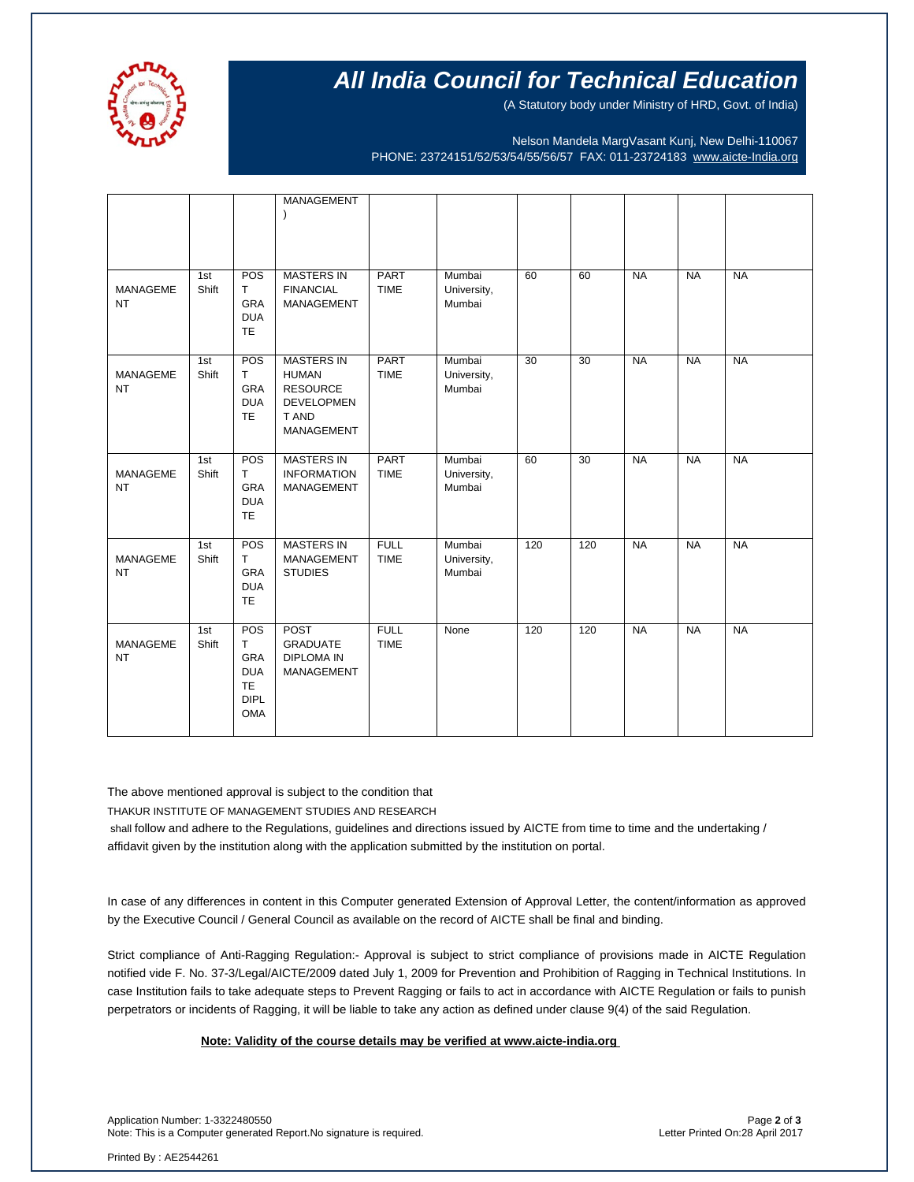| | | | MANAGEMENT ) | | | | | | | |
|---|---|---|---|---|---|---|---|---|---|---|
| MANAGEMENT | 1st Shift | POST GRADUATE | MASTERS IN FINANCIAL MANAGEMENT | PART TIME | Mumbai University, Mumbai | 60 | 60 | NA | NA | NA |
| MANAGEMENT | 1st Shift | POST GRADUATE | MASTERS IN HUMAN RESOURCE DEVELOPMENT AND MANAGEMENT | PART TIME | Mumbai University, Mumbai | 30 | 30 | NA | NA | NA |
| MANAGEMENT | 1st Shift | POST GRADUATE | MASTERS IN INFORMATION MANAGEMENT | PART TIME | Mumbai University, Mumbai | 60 | 30 | NA | NA | NA |
| MANAGEMENT | 1st Shift | POST GRADUATE | MASTERS IN MANAGEMENT STUDIES | FULL TIME | Mumbai University, Mumbai | 120 | 120 | NA | NA | NA |
| MANAGEMENT | 1st Shift | POST GRADUATE DIPLOMA | POST GRADUATE DIPLOMA IN MANAGEMENT | FULL TIME | None | 120 | 120 | NA | NA | NA |

The above mentioned approval is subject to the condition that

THAKUR INSTITUTE OF MANAGEMENT STUDIES AND RESEARCH

shall follow and adhere to the Regulations, guidelines and directions issued by AICTE from time to time and the undertaking / affidavit given by the institution along with the application submitted by the institution on portal.

In case of any differences in content in this Computer generated Extension of Approval Letter, the content/information as approved by the Executive Council / General Council as available on the record of AICTE shall be final and binding.

Strict compliance of Anti-Ragging Regulation:- Approval is subject to strict compliance of provisions made in AICTE Regulation notified vide F. No. 37-3/Legal/AICTE/2009 dated July 1, 2009 for Prevention and Prohibition of Ragging in Technical Institutions. In case Institution fails to take adequate steps to Prevent Ragging or fails to act in accordance with AICTE Regulation or fails to punish perpetrators or incidents of Ragging, it will be liable to take any action as defined under clause 9(4) of the said Regulation.

**Note: Validity of the course details may be verified at www.aicte-india.org**

Application Number: 1-3322480550
Note: This is a Computer generated Report.No signature is required.

Letter Printed On:28 April 2017

Printed By : AE2544261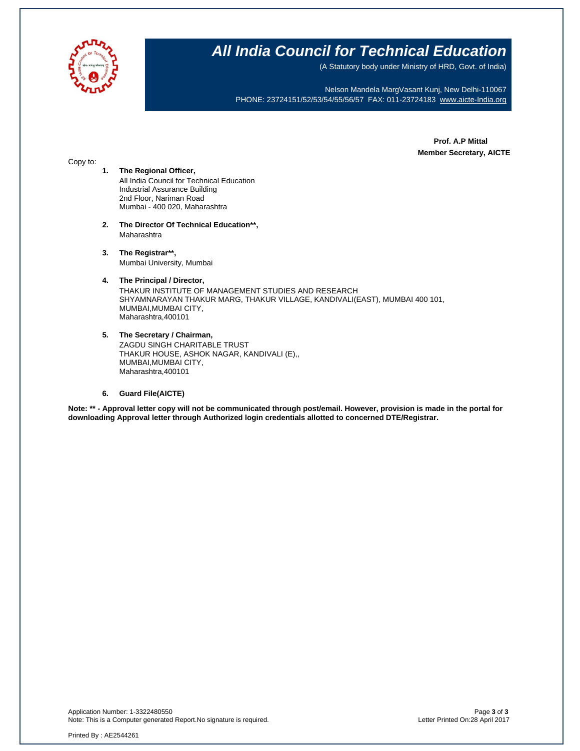# All India Council for Technical Education

(A Statutory body under Ministry of HRD, Govt. of India)

Nelson Mandela MargVasant Kunj, New Delhi-110067
PHONE: 23724151/52/53/54/55/56/57 FAX: 011-23724183 www.aicte-India.org

**Prof. A.P Mittal**
**Member Secretary, AICTE**

Copy to:

1. **The Regional Officer,**
   All India Council for Technical Education
   Industrial Assurance Building
   2nd Floor, Nariman Road
   Mumbai - 400 020, Maharashtra

2. **The Director Of Technical Education\*\*,**
   Maharashtra

3. **The Registrar\*\*,**
   Mumbai University, Mumbai

4. **The Principal / Director,**
   THAKUR INSTITUTE OF MANAGEMENT STUDIES AND RESEARCH
   SHYAMNARAYAN THAKUR MARG, THAKUR VILLAGE, KANDIVALI(EAST), MUMBAI 400 101,
   MUMBAI,MUMBAI CITY,
   Maharashtra,400101

5. **The Secretary / Chairman,**
   ZAGDU SINGH CHARITABLE TRUST
   THAKUR HOUSE, ASHOK NAGAR, KANDIVALI (E),,
   MUMBAI,MUMBAI CITY,
   Maharashtra,400101

6. **Guard File(AICTE)**

**Note: \*\* - Approval letter copy will not be communicated through post/email. However, provision is made in the portal for downloading Approval letter through Authorized login credentials allotted to concerned DTE/Registrar.**

Application Number: 1-3322480550
Note: This is a Computer generated Report.No signature is required.

Letter Printed On:28 April 2017

Printed By : AE2544261